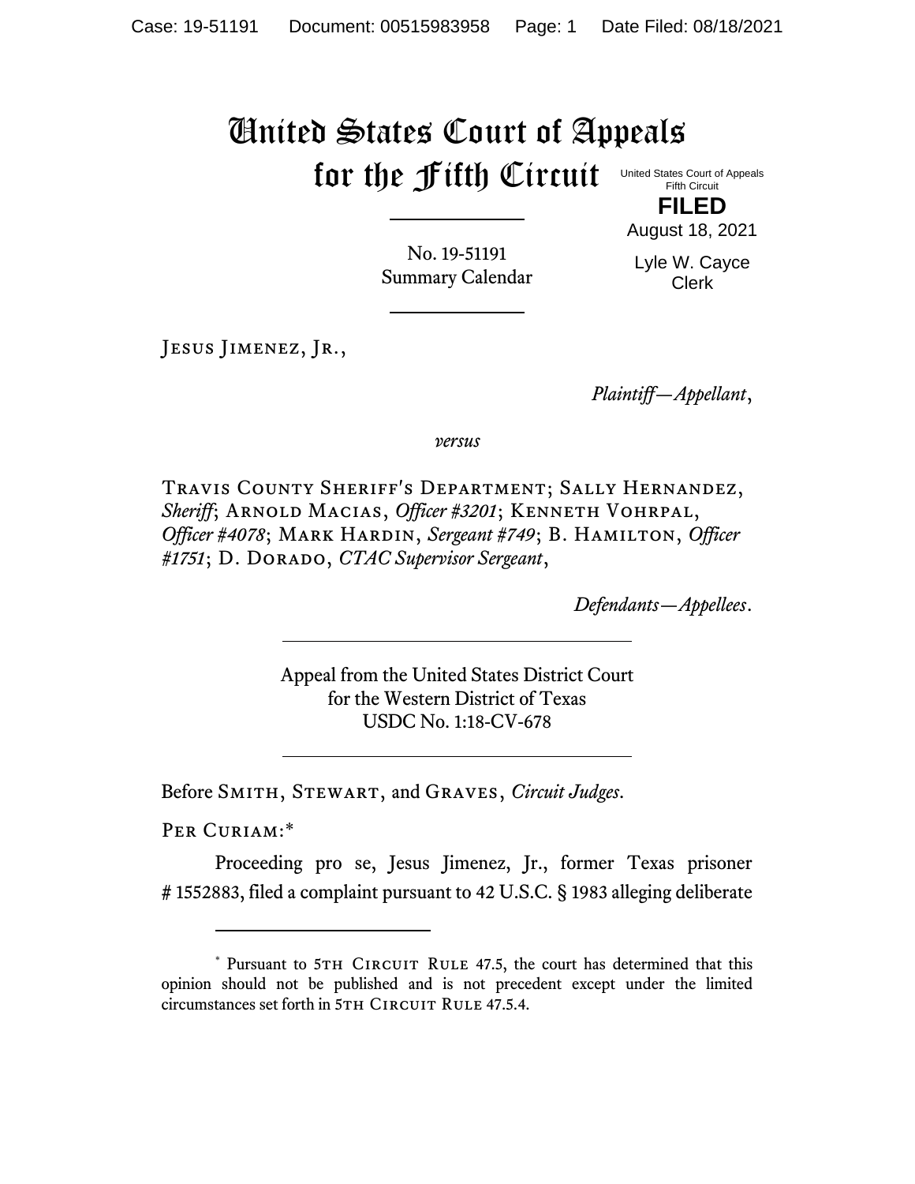# United States Court of Appeals for the Fifth Circuit

United States Court of Appeals
Fifth Circuit

**FILED**

August 18, 2021

Lyle W. Cayce
Clerk

No. 19-51191
Summary Calendar

Jesus Jimenez, Jr.,

*Plaintiff—Appellant*,

*versus*

Travis County Sheriff's Department; Sally Hernandez, *Sheriff*; Arnold Macias, *Officer #3201*; Kenneth Vohrpal, *Officer #4078*; Mark Hardin, *Sergeant #749*; B. Hamilton, *Officer #1751*; D. Dorado, *CTAC Supervisor Sergeant*,

*Defendants—Appellees*.

Appeal from the United States District Court
for the Western District of Texas
USDC No. 1:18-CV-678

Before Smith, Stewart, and Graves, *Circuit Judges*.

Per Curiam:*

Proceeding pro se, Jesus Jimenez, Jr., former Texas prisoner # 1552883, filed a complaint pursuant to 42 U.S.C. § 1983 alleging deliberate

\* Pursuant to 5th Circuit Rule 47.5, the court has determined that this opinion should not be published and is not precedent except under the limited circumstances set forth in 5th Circuit Rule 47.5.4.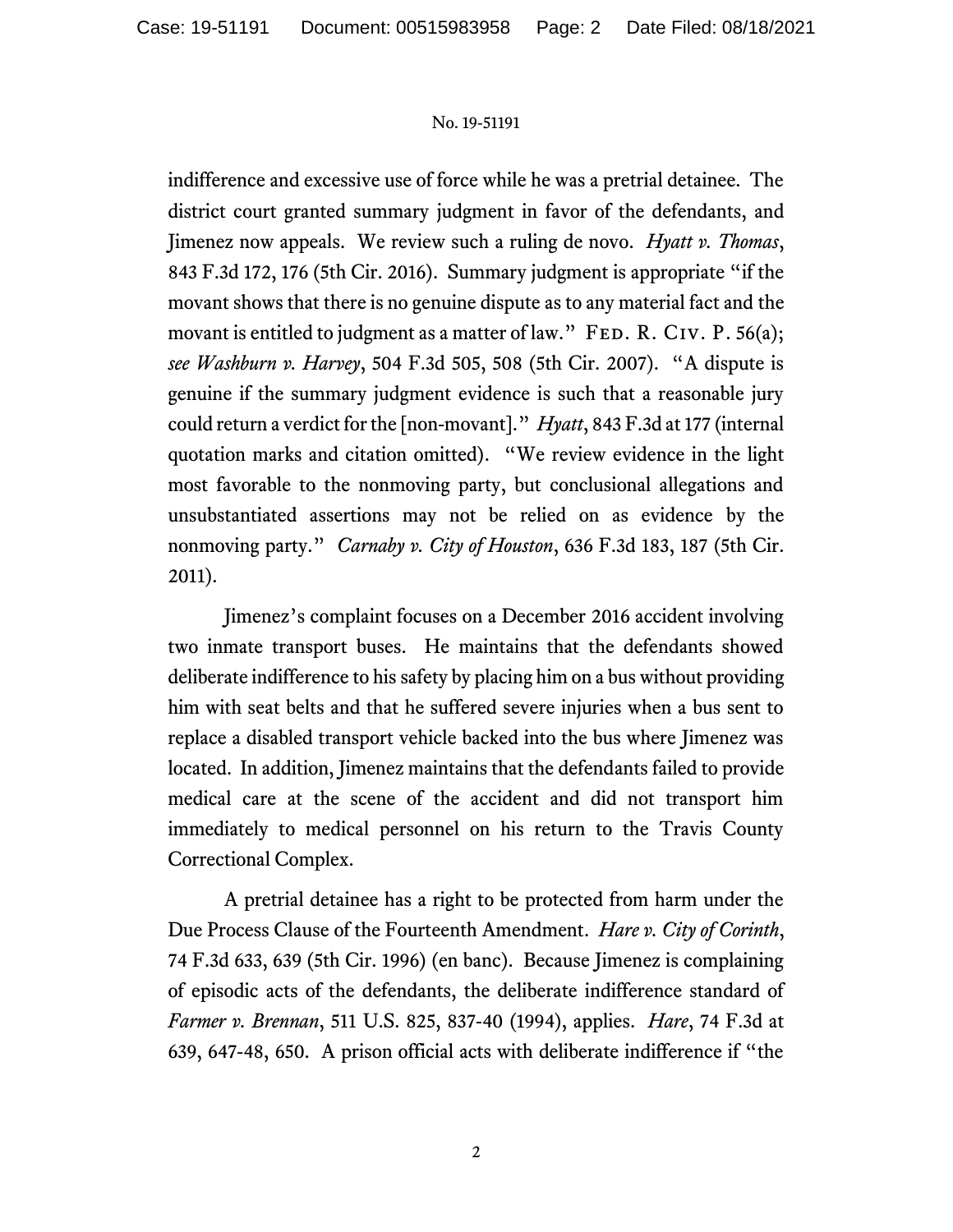indifference and excessive use of force while he was a pretrial detainee. The district court granted summary judgment in favor of the defendants, and Jimenez now appeals. We review such a ruling de novo. *Hyatt v. Thomas*, 843 F.3d 172, 176 (5th Cir. 2016). Summary judgment is appropriate "if the movant shows that there is no genuine dispute as to any material fact and the movant is entitled to judgment as a matter of law." FED. R. CIV. P. 56(a); *see Washburn v. Harvey*, 504 F.3d 505, 508 (5th Cir. 2007). "A dispute is genuine if the summary judgment evidence is such that a reasonable jury could return a verdict for the [non-movant]." *Hyatt*, 843 F.3d at 177 (internal quotation marks and citation omitted). "We review evidence in the light most favorable to the nonmoving party, but conclusional allegations and unsubstantiated assertions may not be relied on as evidence by the nonmoving party." *Carnaby v. City of Houston*, 636 F.3d 183, 187 (5th Cir. 2011).

Jimenez's complaint focuses on a December 2016 accident involving two inmate transport buses. He maintains that the defendants showed deliberate indifference to his safety by placing him on a bus without providing him with seat belts and that he suffered severe injuries when a bus sent to replace a disabled transport vehicle backed into the bus where Jimenez was located. In addition, Jimenez maintains that the defendants failed to provide medical care at the scene of the accident and did not transport him immediately to medical personnel on his return to the Travis County Correctional Complex.

A pretrial detainee has a right to be protected from harm under the Due Process Clause of the Fourteenth Amendment. *Hare v. City of Corinth*, 74 F.3d 633, 639 (5th Cir. 1996) (en banc). Because Jimenez is complaining of episodic acts of the defendants, the deliberate indifference standard of *Farmer v. Brennan*, 511 U.S. 825, 837-40 (1994), applies. *Hare*, 74 F.3d at 639, 647-48, 650. A prison official acts with deliberate indifference if "the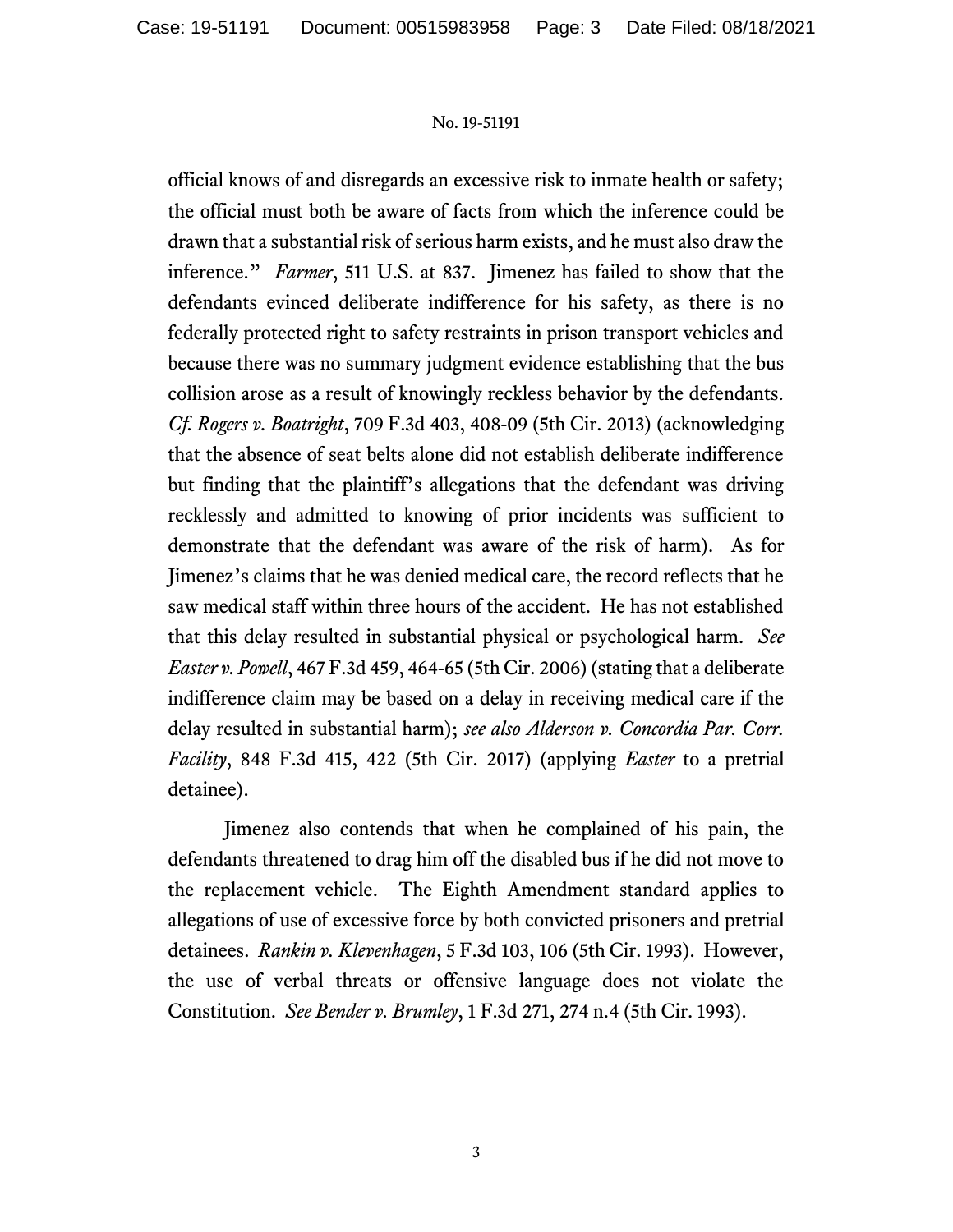official knows of and disregards an excessive risk to inmate health or safety; the official must both be aware of facts from which the inference could be drawn that a substantial risk of serious harm exists, and he must also draw the inference." *Farmer*, 511 U.S. at 837. Jimenez has failed to show that the defendants evinced deliberate indifference for his safety, as there is no federally protected right to safety restraints in prison transport vehicles and because there was no summary judgment evidence establishing that the bus collision arose as a result of knowingly reckless behavior by the defendants. *Cf. Rogers v. Boatright*, 709 F.3d 403, 408-09 (5th Cir. 2013) (acknowledging that the absence of seat belts alone did not establish deliberate indifference but finding that the plaintiff's allegations that the defendant was driving recklessly and admitted to knowing of prior incidents was sufficient to demonstrate that the defendant was aware of the risk of harm). As for Jimenez's claims that he was denied medical care, the record reflects that he saw medical staff within three hours of the accident. He has not established that this delay resulted in substantial physical or psychological harm. *See Easter v. Powell*, 467 F.3d 459, 464-65 (5th Cir. 2006) (stating that a deliberate indifference claim may be based on a delay in receiving medical care if the delay resulted in substantial harm); *see also Alderson v. Concordia Par. Corr. Facility*, 848 F.3d 415, 422 (5th Cir. 2017) (applying *Easter* to a pretrial detainee).

Jimenez also contends that when he complained of his pain, the defendants threatened to drag him off the disabled bus if he did not move to the replacement vehicle. The Eighth Amendment standard applies to allegations of use of excessive force by both convicted prisoners and pretrial detainees. *Rankin v. Klevenhagen*, 5 F.3d 103, 106 (5th Cir. 1993). However, the use of verbal threats or offensive language does not violate the Constitution. *See Bender v. Brumley*, 1 F.3d 271, 274 n.4 (5th Cir. 1993).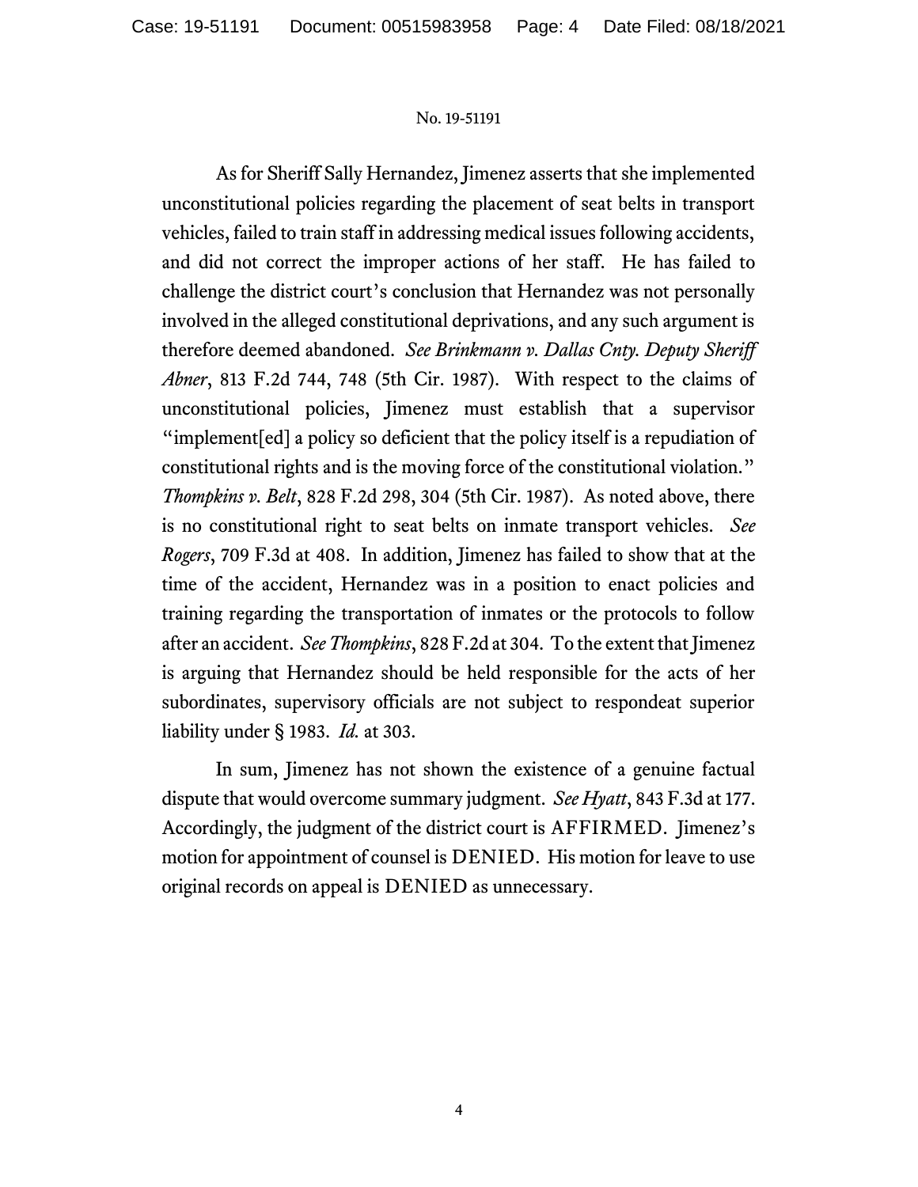As for Sheriff Sally Hernandez, Jimenez asserts that she implemented unconstitutional policies regarding the placement of seat belts in transport vehicles, failed to train staff in addressing medical issues following accidents, and did not correct the improper actions of her staff. He has failed to challenge the district court's conclusion that Hernandez was not personally involved in the alleged constitutional deprivations, and any such argument is therefore deemed abandoned. *See Brinkmann v. Dallas Cnty. Deputy Sheriff Abner*, 813 F.2d 744, 748 (5th Cir. 1987). With respect to the claims of unconstitutional policies, Jimenez must establish that a supervisor "implement[ed] a policy so deficient that the policy itself is a repudiation of constitutional rights and is the moving force of the constitutional violation." *Thompkins v. Belt*, 828 F.2d 298, 304 (5th Cir. 1987). As noted above, there is no constitutional right to seat belts on inmate transport vehicles. *See Rogers*, 709 F.3d at 408. In addition, Jimenez has failed to show that at the time of the accident, Hernandez was in a position to enact policies and training regarding the transportation of inmates or the protocols to follow after an accident. *See Thompkins*, 828 F.2d at 304. To the extent that Jimenez is arguing that Hernandez should be held responsible for the acts of her subordinates, supervisory officials are not subject to respondeat superior liability under § 1983. *Id.* at 303.

In sum, Jimenez has not shown the existence of a genuine factual dispute that would overcome summary judgment. *See Hyatt*, 843 F.3d at 177. Accordingly, the judgment of the district court is AFFIRMED. Jimenez's motion for appointment of counsel is DENIED. His motion for leave to use original records on appeal is DENIED as unnecessary.